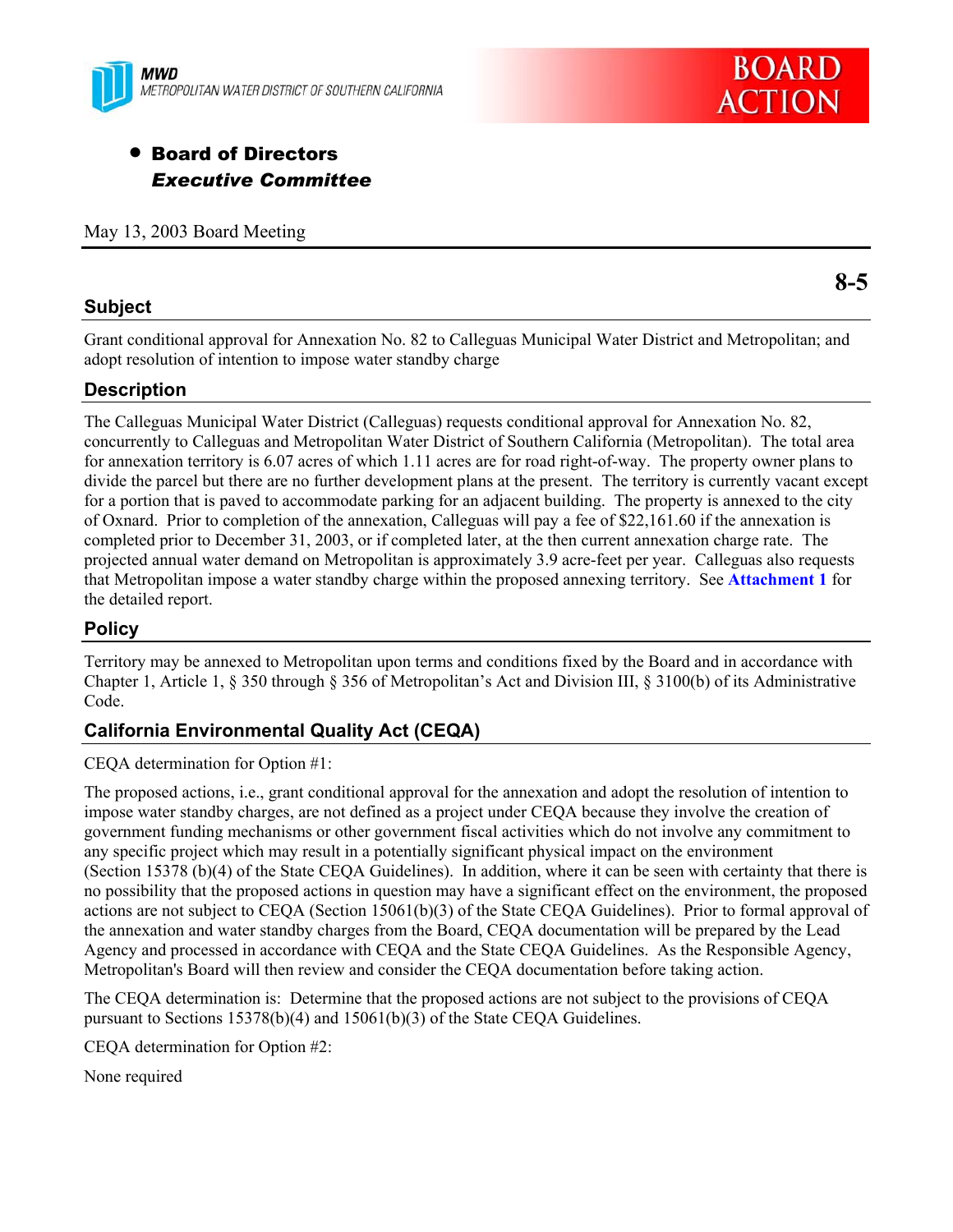MWD
METROPOLITAN WATER DISTRICT OF SOUTHERN CALIFORNIA

BOARD ACTION

- **Board of Directors**
  ***Executive Committee***

May 13, 2003 Board Meeting

**8-5**

## Subject

Grant conditional approval for Annexation No. 82 to Calleguas Municipal Water District and Metropolitan; and adopt resolution of intention to impose water standby charge

## Description

The Calleguas Municipal Water District (Calleguas) requests conditional approval for Annexation No. 82, concurrently to Calleguas and Metropolitan Water District of Southern California (Metropolitan). The total area for annexation territory is 6.07 acres of which 1.11 acres are for road right-of-way. The property owner plans to divide the parcel but there are no further development plans at the present. The territory is currently vacant except for a portion that is paved to accommodate parking for an adjacent building. The property is annexed to the city of Oxnard. Prior to completion of the annexation, Calleguas will pay a fee of $22,161.60 if the annexation is completed prior to December 31, 2003, or if completed later, at the then current annexation charge rate. The projected annual water demand on Metropolitan is approximately 3.9 acre-feet per year. Calleguas also requests that Metropolitan impose a water standby charge within the proposed annexing territory. See **Attachment 1** for the detailed report.

## Policy

Territory may be annexed to Metropolitan upon terms and conditions fixed by the Board and in accordance with Chapter 1, Article 1, § 350 through § 356 of Metropolitan's Act and Division III, § 3100(b) of its Administrative Code.

## California Environmental Quality Act (CEQA)

CEQA determination for Option #1:

The proposed actions, i.e., grant conditional approval for the annexation and adopt the resolution of intention to impose water standby charges, are not defined as a project under CEQA because they involve the creation of government funding mechanisms or other government fiscal activities which do not involve any commitment to any specific project which may result in a potentially significant physical impact on the environment (Section 15378 (b)(4) of the State CEQA Guidelines). In addition, where it can be seen with certainty that there is no possibility that the proposed actions in question may have a significant effect on the environment, the proposed actions are not subject to CEQA (Section 15061(b)(3) of the State CEQA Guidelines). Prior to formal approval of the annexation and water standby charges from the Board, CEQA documentation will be prepared by the Lead Agency and processed in accordance with CEQA and the State CEQA Guidelines. As the Responsible Agency, Metropolitan's Board will then review and consider the CEQA documentation before taking action.

The CEQA determination is: Determine that the proposed actions are not subject to the provisions of CEQA pursuant to Sections 15378(b)(4) and 15061(b)(3) of the State CEQA Guidelines.

CEQA determination for Option #2:

None required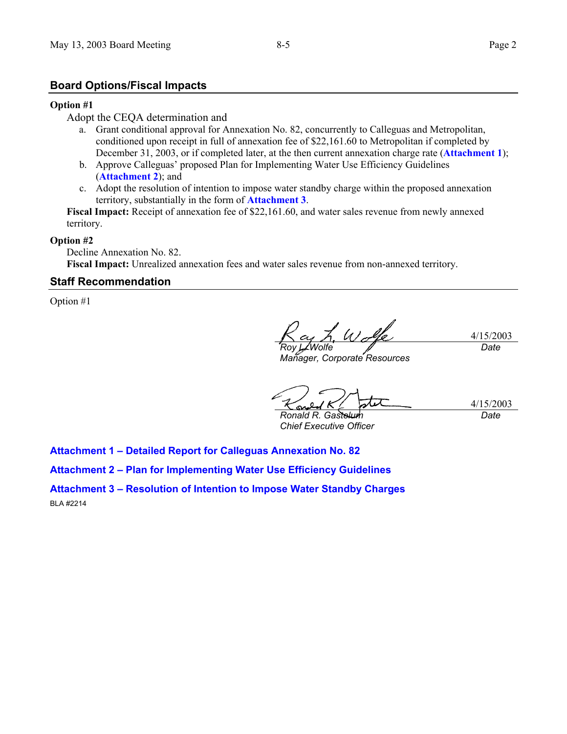## Board Options/Fiscal Impacts

**Option #1**

Adopt the CEQA determination and

a. Grant conditional approval for Annexation No. 82, concurrently to Calleguas and Metropolitan, conditioned upon receipt in full of annexation fee of $22,161.60 to Metropolitan if completed by December 31, 2003, or if completed later, at the then current annexation charge rate (**Attachment 1**);
b. Approve Calleguas' proposed Plan for Implementing Water Use Efficiency Guidelines (**Attachment 2**); and
c. Adopt the resolution of intention to impose water standby charge within the proposed annexation territory, substantially in the form of **Attachment 3**.

**Fiscal Impact:** Receipt of annexation fee of $22,161.60, and water sales revenue from newly annexed territory.

**Option #2**

Decline Annexation No. 82.

**Fiscal Impact:** Unrealized annexation fees and water sales revenue from non-annexed territory.

## Staff Recommendation

Option #1

| | |
|---|---|
| *Roy L. Wolfe*<br>*Manager, Corporate Resources* | 4/15/2003<br>*Date* |
| *Ronald R. Gastelum*<br>*Chief Executive Officer* | 4/15/2003<br>*Date* |

**Attachment 1 – Detailed Report for Calleguas Annexation No. 82**

**Attachment 2 – Plan for Implementing Water Use Efficiency Guidelines**

**Attachment 3 – Resolution of Intention to Impose Water Standby Charges**

BLA #2214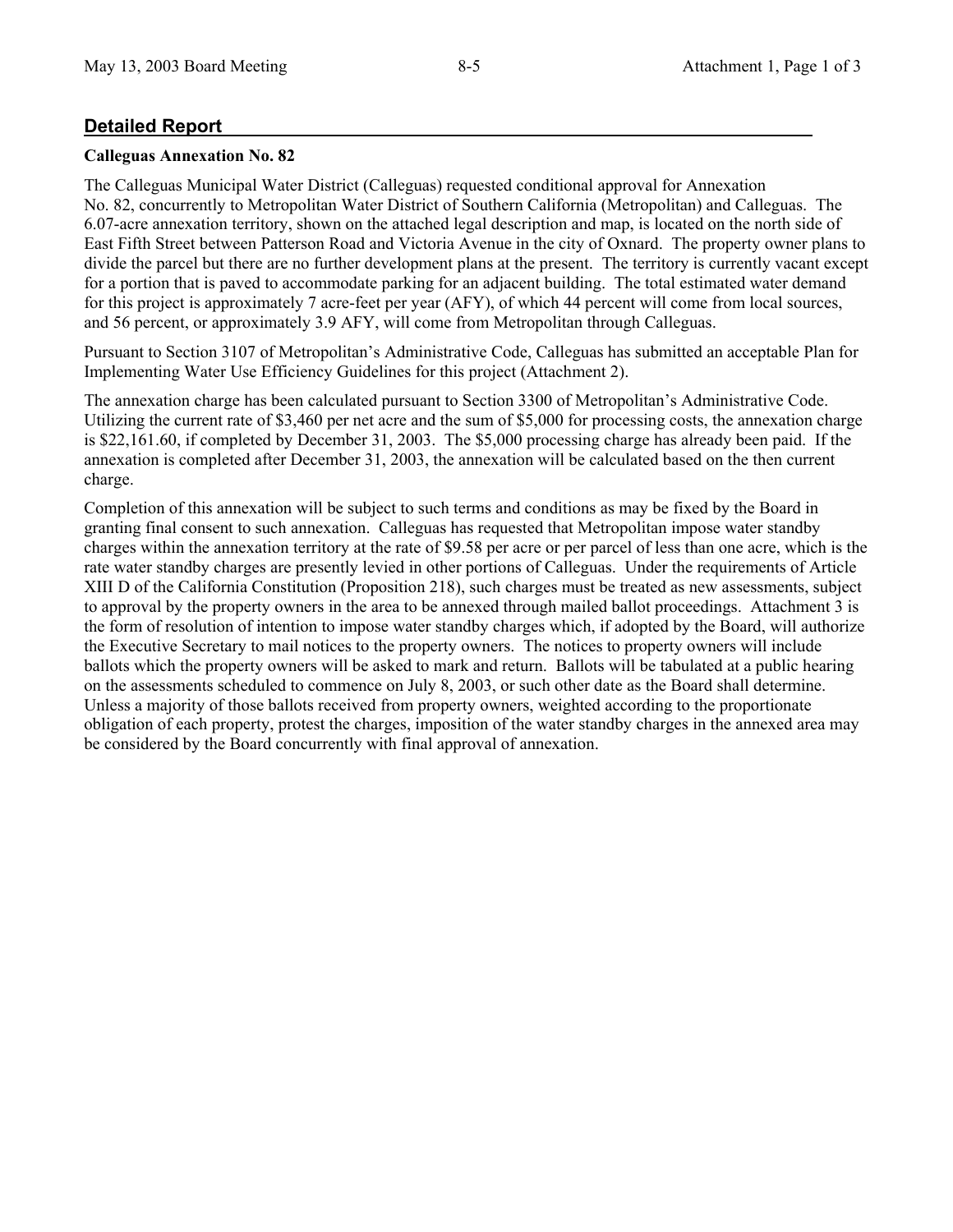## Detailed Report

**Calleguas Annexation No. 82**

The Calleguas Municipal Water District (Calleguas) requested conditional approval for Annexation No. 82, concurrently to Metropolitan Water District of Southern California (Metropolitan) and Calleguas. The 6.07-acre annexation territory, shown on the attached legal description and map, is located on the north side of East Fifth Street between Patterson Road and Victoria Avenue in the city of Oxnard. The property owner plans to divide the parcel but there are no further development plans at the present. The territory is currently vacant except for a portion that is paved to accommodate parking for an adjacent building. The total estimated water demand for this project is approximately 7 acre-feet per year (AFY), of which 44 percent will come from local sources, and 56 percent, or approximately 3.9 AFY, will come from Metropolitan through Calleguas.

Pursuant to Section 3107 of Metropolitan's Administrative Code, Calleguas has submitted an acceptable Plan for Implementing Water Use Efficiency Guidelines for this project (Attachment 2).

The annexation charge has been calculated pursuant to Section 3300 of Metropolitan's Administrative Code. Utilizing the current rate of $3,460 per net acre and the sum of $5,000 for processing costs, the annexation charge is $22,161.60, if completed by December 31, 2003. The $5,000 processing charge has already been paid. If the annexation is completed after December 31, 2003, the annexation will be calculated based on the then current charge.

Completion of this annexation will be subject to such terms and conditions as may be fixed by the Board in granting final consent to such annexation. Calleguas has requested that Metropolitan impose water standby charges within the annexation territory at the rate of $9.58 per acre or per parcel of less than one acre, which is the rate water standby charges are presently levied in other portions of Calleguas. Under the requirements of Article XIII D of the California Constitution (Proposition 218), such charges must be treated as new assessments, subject to approval by the property owners in the area to be annexed through mailed ballot proceedings. Attachment 3 is the form of resolution of intention to impose water standby charges which, if adopted by the Board, will authorize the Executive Secretary to mail notices to the property owners. The notices to property owners will include ballots which the property owners will be asked to mark and return. Ballots will be tabulated at a public hearing on the assessments scheduled to commence on July 8, 2003, or such other date as the Board shall determine. Unless a majority of those ballots received from property owners, weighted according to the proportionate obligation of each property, protest the charges, imposition of the water standby charges in the annexed area may be considered by the Board concurrently with final approval of annexation.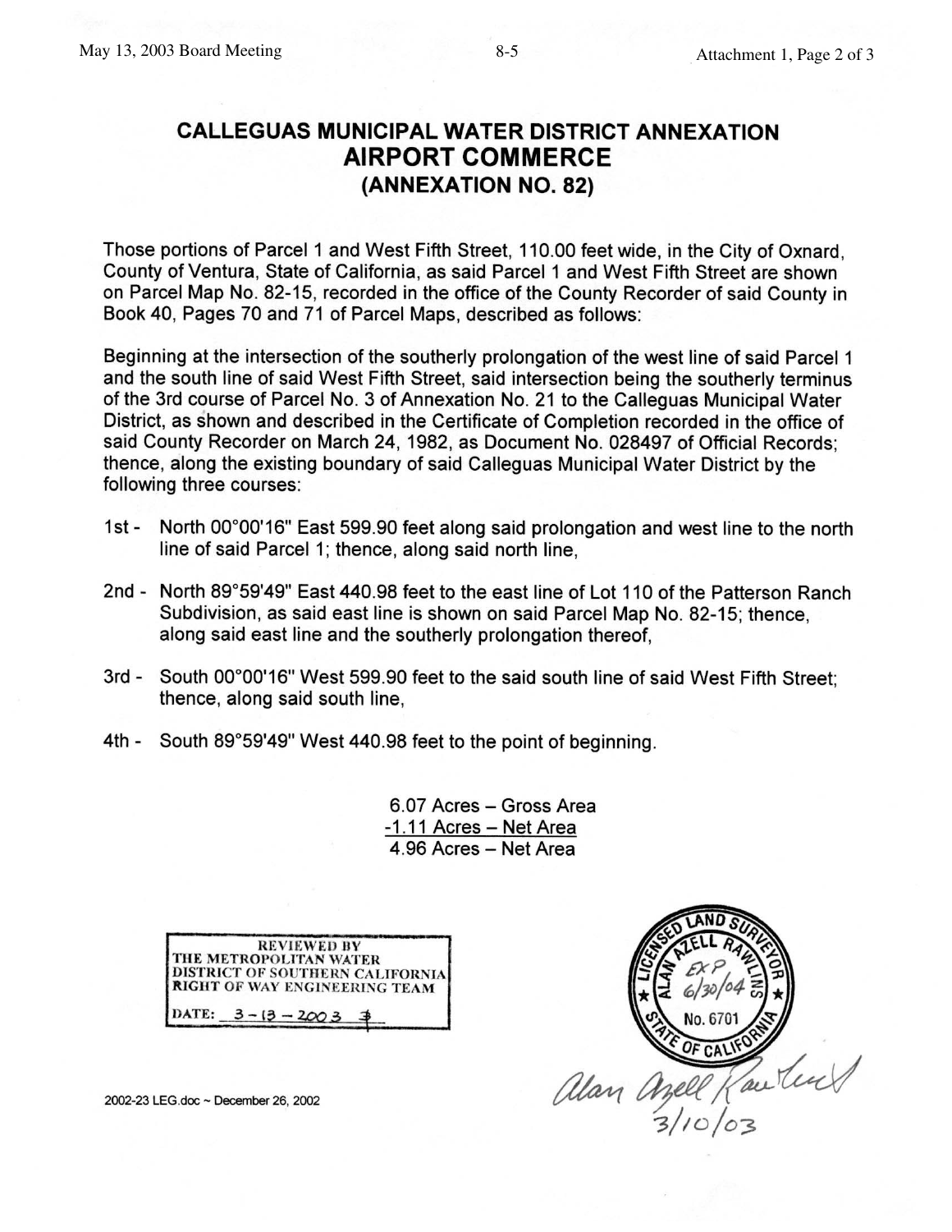# CALLEGUAS MUNICIPAL WATER DISTRICT ANNEXATION
## AIRPORT COMMERCE
### (ANNEXATION NO. 82)

Those portions of Parcel 1 and West Fifth Street, 110.00 feet wide, in the City of Oxnard, County of Ventura, State of California, as said Parcel 1 and West Fifth Street are shown on Parcel Map No. 82-15, recorded in the office of the County Recorder of said County in Book 40, Pages 70 and 71 of Parcel Maps, described as follows:

Beginning at the intersection of the southerly prolongation of the west line of said Parcel 1 and the south line of said West Fifth Street, said intersection being the southerly terminus of the 3rd course of Parcel No. 3 of Annexation No. 21 to the Calleguas Municipal Water District, as shown and described in the Certificate of Completion recorded in the office of said County Recorder on March 24, 1982, as Document No. 028497 of Official Records; thence, along the existing boundary of said Calleguas Municipal Water District by the following three courses:

1st - North 00°00'16" East 599.90 feet along said prolongation and west line to the north line of said Parcel 1; thence, along said north line,

2nd - North 89°59'49" East 440.98 feet to the east line of Lot 110 of the Patterson Ranch Subdivision, as said east line is shown on said Parcel Map No. 82-15; thence, along said east line and the southerly prolongation thereof,

3rd - South 00°00'16" West 599.90 feet to the said south line of said West Fifth Street; thence, along said south line,

4th - South 89°59'49" West 440.98 feet to the point of beginning.

6.07 Acres – Gross Area
-1.11 Acres – Net Area
4.96 Acres – Net Area

REVIEWED BY
THE METROPOLITAN WATER DISTRICT OF SOUTHERN CALIFORNIA RIGHT OF WAY ENGINEERING TEAM
DATE: 3-13-2003

LICENSED LAND SURVEYOR
ALAN AZELL RAWLINS
EXP 6/30/04
No. 6701
STATE OF CALIFORNIA

Alan Azell Rawlins
3/10/03

2002-23 LEG.doc ~ December 26, 2002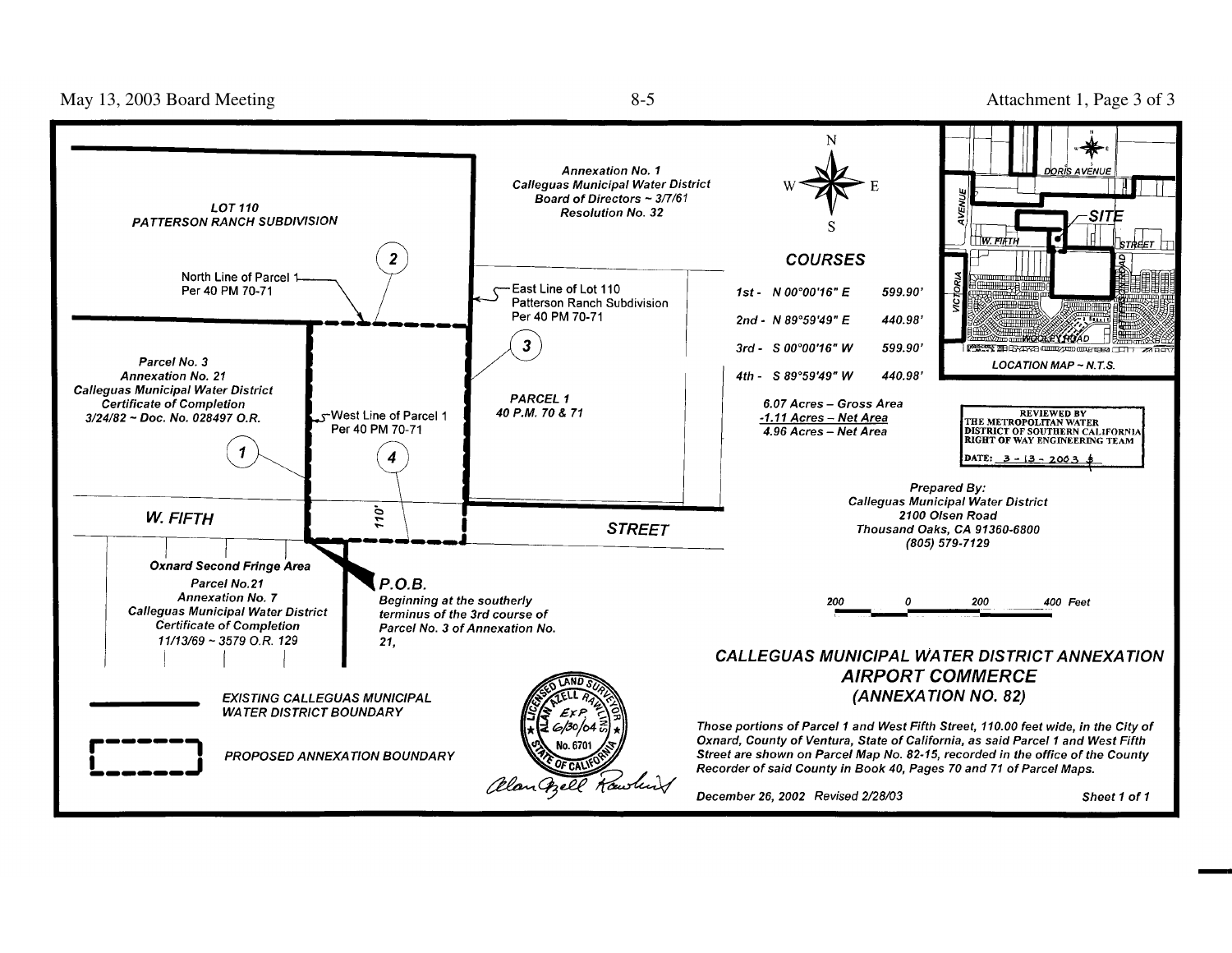Annexation No. 1
Calleguas Municipal Water District
Board of Directors ~ 3/7/61
Resolution No. 32

LOT 110
PATTERSON RANCH SUBDIVISION

North Line of Parcel 1
Per 40 PM 70-71

East Line of Lot 110
Patterson Ranch Subdivision
Per 40 PM 70-71

Parcel No. 3
Annexation No. 21
Calleguas Municipal Water District
Certificate of Completion
3/24/82 ~ Doc. No. 028497 O.R.

West Line of Parcel 1
Per 40 PM 70-71

PARCEL 1
40 P.M. 70 & 71

W. FIFTH STREET

110'

Oxnard Second Fringe Area
Parcel No.21
Annexation No. 7
Calleguas Municipal Water District
Certificate of Completion
11/13/69 ~ 3579 O.R. 129

P.O.B.
Beginning at the southerly terminus of the 3rd course of Parcel No. 3 of Annexation No. 21,

### COURSES

| Course | Bearing | Distance |
|---|---|---|
| 1st - | N 00°00'16" E | 599.90' |
| 2nd - | N 89°59'49" E | 440.98' |
| 3rd - | S 00°00'16" W | 599.90' |
| 4th - | S 89°59'49" W | 440.98' |

6.07 Acres – Gross Area
-1.11 Acres – Net Area
4.96 Acres – Net Area

LOCATION MAP ~ N.T.S.

DORIS AVENUE — VICTORIA AVENUE — W. FIFTH STREET — WOOLEY ROAD — PATTERSON ROAD — SITE

REVIEWED BY
THE METROPOLITAN WATER DISTRICT OF SOUTHERN CALIFORNIA
RIGHT OF WAY ENGINEERING TEAM
DATE: 3-13-2003

Prepared By:
Calleguas Municipal Water District
2100 Olsen Road
Thousand Oaks, CA 91360-6800
(805) 579-7129

200 0 200 400 Feet

EXISTING CALLEGUAS MUNICIPAL WATER DISTRICT BOUNDARY

PROPOSED ANNEXATION BOUNDARY

LICENSED LAND SURVEYOR
ALAN AZELL RAWLINS
EXP. 6/30/04
No. 6701
STATE OF CALIFORNIA

## CALLEGUAS MUNICIPAL WATER DISTRICT ANNEXATION AIRPORT COMMERCE (ANNEXATION NO. 82)

Those portions of Parcel 1 and West Fifth Street, 110.00 feet wide, in the City of Oxnard, County of Ventura, State of California, as said Parcel 1 and West Fifth Street are shown on Parcel Map No. 82-15, recorded in the office of the County Recorder of said County in Book 40, Pages 70 and 71 of Parcel Maps.

December 26, 2002 Revised 2/28/03

Sheet 1 of 1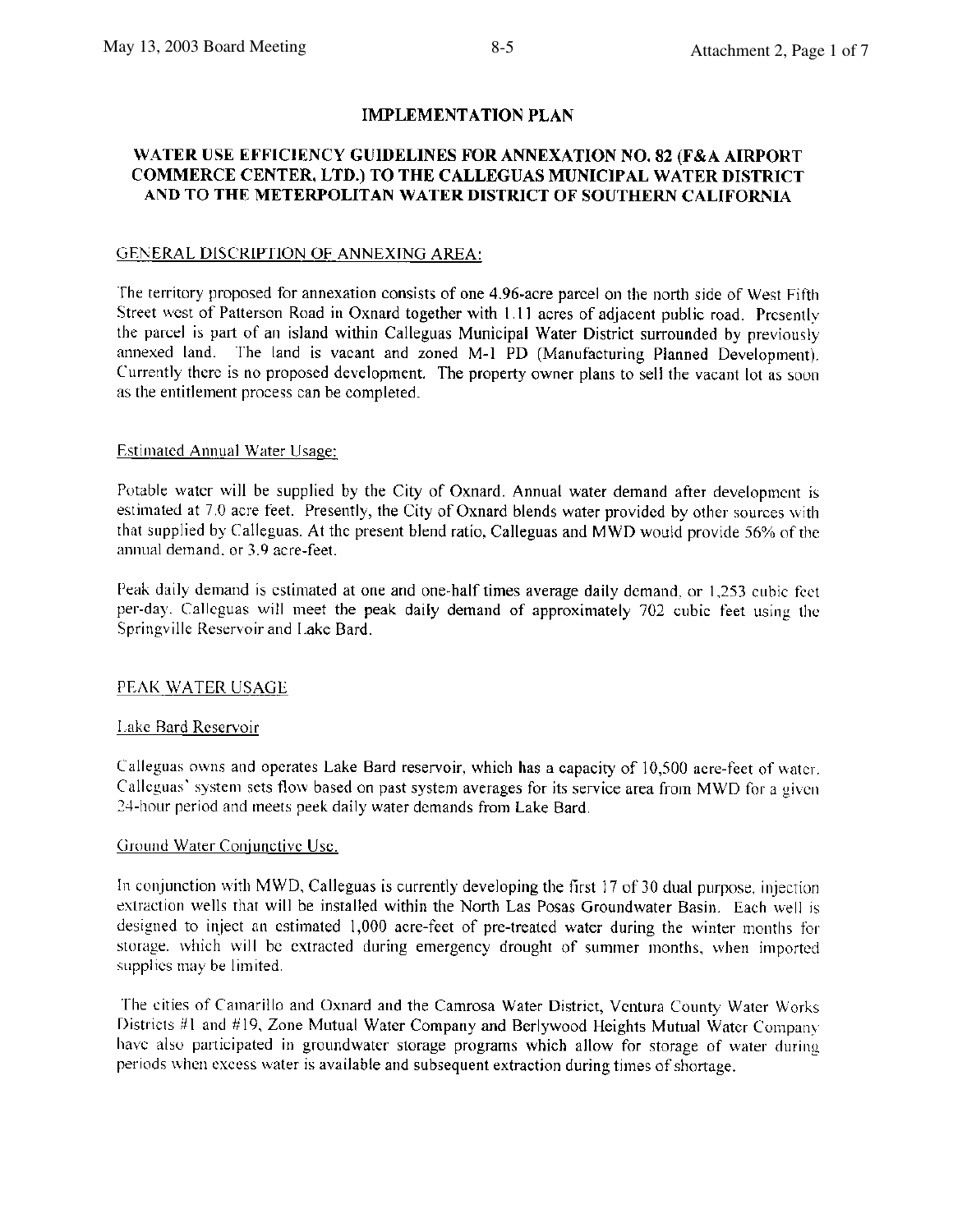# IMPLEMENTATION PLAN

## WATER USE EFFICIENCY GUIDELINES FOR ANNEXATION NO. 82 (F&A AIRPORT COMMERCE CENTER, LTD.) TO THE CALLEGUAS MUNICIPAL WATER DISTRICT AND TO THE METERPOLITAN WATER DISTRICT OF SOUTHERN CALIFORNIA

### GENERAL DISCRIPTION OF ANNEXING AREA:

The territory proposed for annexation consists of one 4.96-acre parcel on the north side of West Fifth Street west of Patterson Road in Oxnard together with 1.11 acres of adjacent public road. Presently the parcel is part of an island within Calleguas Municipal Water District surrounded by previously annexed land. The land is vacant and zoned M-1 PD (Manufacturing Planned Development). Currently there is no proposed development. The property owner plans to sell the vacant lot as soon as the entitlement process can be completed.

#### Estimated Annual Water Usage:

Potable water will be supplied by the City of Oxnard. Annual water demand after development is estimated at 7.0 acre feet. Presently, the City of Oxnard blends water provided by other sources with that supplied by Calleguas. At the present blend ratio, Calleguas and MWD would provide 56% of the annual demand, or 3.9 acre-feet.

Peak daily demand is estimated at one and one-half times average daily demand, or 1,253 cubic feet per-day. Calleguas will meet the peak daily demand of approximately 702 cubic feet using the Springville Reservoir and Lake Bard.

### PEAK WATER USAGE

#### Lake Bard Reservoir

Calleguas owns and operates Lake Bard reservoir, which has a capacity of 10,500 acre-feet of water. Calleguas' system sets flow based on past system averages for its service area from MWD for a given 24-hour period and meets peek daily water demands from Lake Bard.

#### Ground Water Conjunctive Use.

In conjunction with MWD, Calleguas is currently developing the first 17 of 30 dual purpose, injection extraction wells that will be installed within the North Las Posas Groundwater Basin. Each well is designed to inject an estimated 1,000 acre-feet of pre-treated water during the winter months for storage, which will be extracted during emergency drought of summer months, when imported supplies may be limited.

The cities of Camarillo and Oxnard and the Camrosa Water District, Ventura County Water Works Districts #1 and #19, Zone Mutual Water Company and Berlywood Heights Mutual Water Company have also participated in groundwater storage programs which allow for storage of water during periods when excess water is available and subsequent extraction during times of shortage.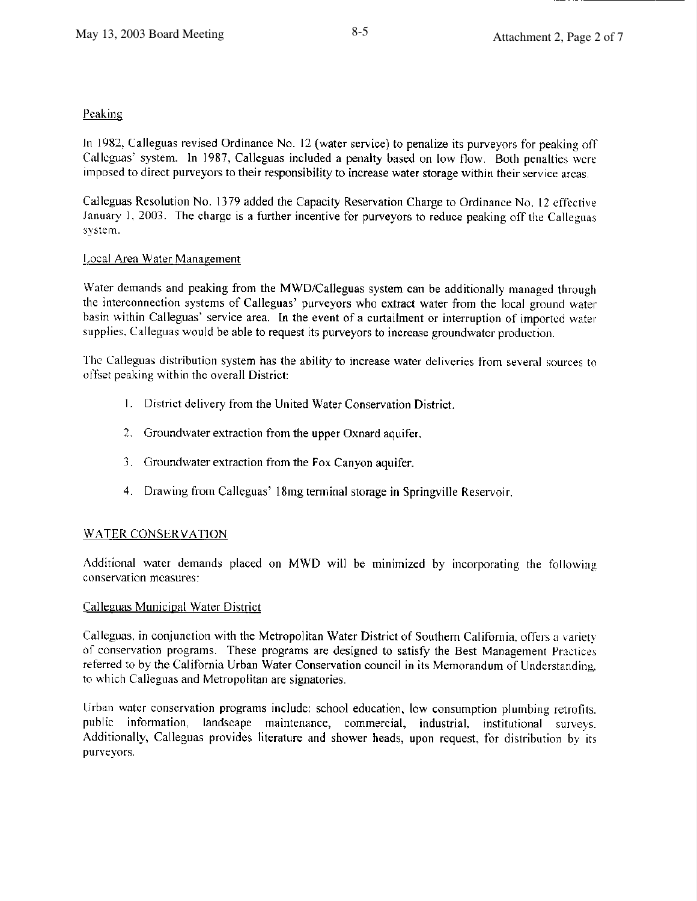Peaking

In 1982, Calleguas revised Ordinance No. 12 (water service) to penalize its purveyors for peaking off Calleguas' system. In 1987, Calleguas included a penalty based on low flow. Both penalties were imposed to direct purveyors to their responsibility to increase water storage within their service areas.

Calleguas Resolution No. 1379 added the Capacity Reservation Charge to Ordinance No. 12 effective January 1, 2003. The charge is a further incentive for purveyors to reduce peaking off the Calleguas system.

Local Area Water Management

Water demands and peaking from the MWD/Calleguas system can be additionally managed through the interconnection systems of Calleguas' purveyors who extract water from the local ground water basin within Calleguas' service area. In the event of a curtailment or interruption of imported water supplies, Calleguas would be able to request its purveyors to increase groundwater production.

The Calleguas distribution system has the ability to increase water deliveries from several sources to offset peaking within the overall District:

1. District delivery from the United Water Conservation District.

2. Groundwater extraction from the upper Oxnard aquifer.

3. Groundwater extraction from the Fox Canyon aquifer.

4. Drawing from Calleguas' 18mg terminal storage in Springville Reservoir.

## WATER CONSERVATION

Additional water demands placed on MWD will be minimized by incorporating the following conservation measures:

Calleguas Municipal Water District

Calleguas, in conjunction with the Metropolitan Water District of Southern California, offers a variety of conservation programs. These programs are designed to satisfy the Best Management Practices referred to by the California Urban Water Conservation council in its Memorandum of Understanding, to which Calleguas and Metropolitan are signatories.

Urban water conservation programs include: school education, low consumption plumbing retrofits, public information, landscape maintenance, commercial, industrial, institutional surveys. Additionally, Calleguas provides literature and shower heads, upon request, for distribution by its purveyors.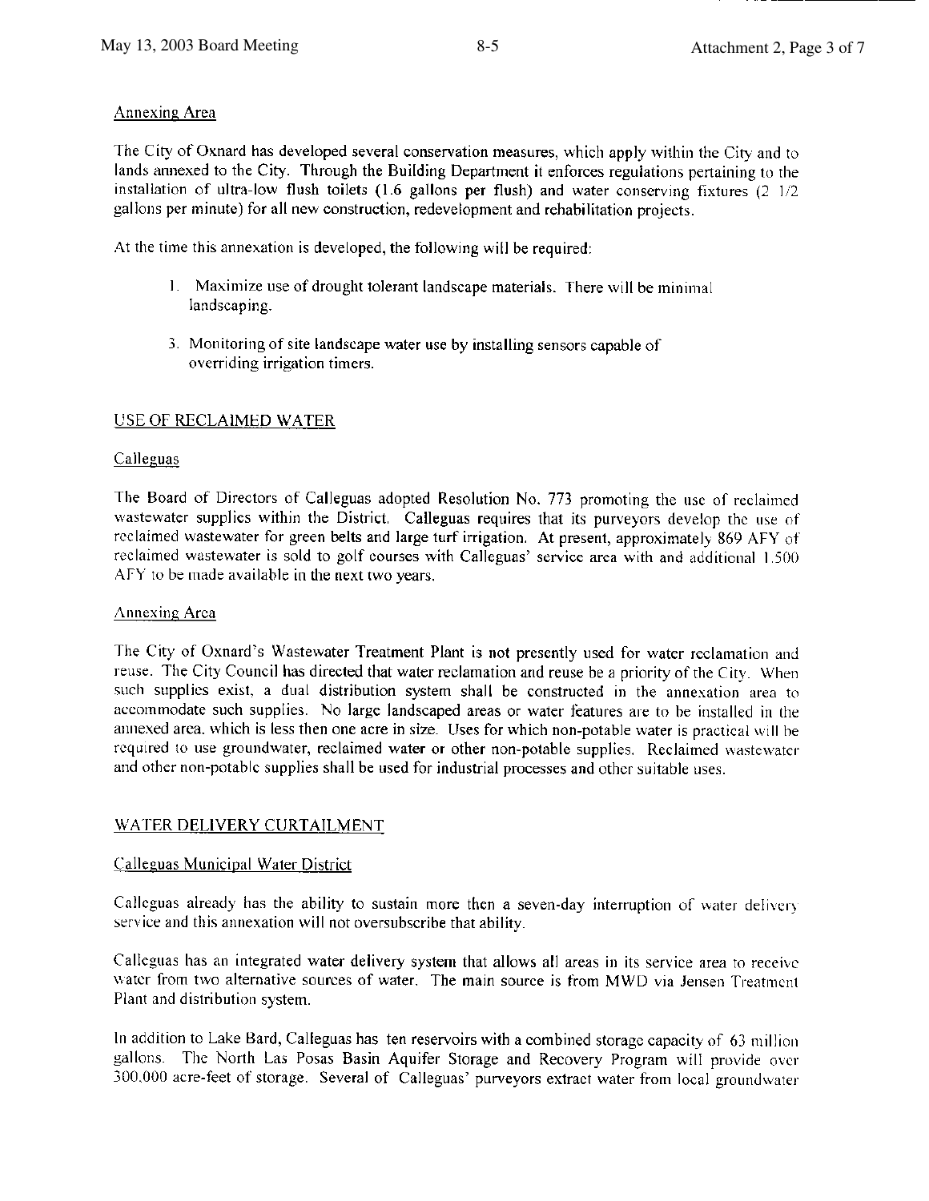Annexing Area

The City of Oxnard has developed several conservation measures, which apply within the City and to lands annexed to the City. Through the Building Department it enforces regulations pertaining to the installation of ultra-low flush toilets (1.6 gallons per flush) and water conserving fixtures (2 1/2 gallons per minute) for all new construction, redevelopment and rehabilitation projects.

At the time this annexation is developed, the following will be required:

1. Maximize use of drought tolerant landscape materials. There will be minimal landscaping.

3. Monitoring of site landscape water use by installing sensors capable of overriding irrigation timers.

## USE OF RECLAIMED WATER

### Calleguas

The Board of Directors of Calleguas adopted Resolution No. 773 promoting the use of reclaimed wastewater supplies within the District. Calleguas requires that its purveyors develop the use of reclaimed wastewater for green belts and large turf irrigation. At present, approximately 869 AFY of reclaimed wastewater is sold to golf courses with Calleguas' service area with and additional 1,500 AFY to be made available in the next two years.

### Annexing Area

The City of Oxnard's Wastewater Treatment Plant is not presently used for water reclamation and reuse. The City Council has directed that water reclamation and reuse be a priority of the City. When such supplies exist, a dual distribution system shall be constructed in the annexation area to accommodate such supplies. No large landscaped areas or water features are to be installed in the annexed area, which is less then one acre in size. Uses for which non-potable water is practical will be required to use groundwater, reclaimed water or other non-potable supplies. Reclaimed wastewater and other non-potable supplies shall be used for industrial processes and other suitable uses.

## WATER DELIVERY CURTAILMENT

### Calleguas Municipal Water District

Calleguas already has the ability to sustain more then a seven-day interruption of water delivery service and this annexation will not oversubscribe that ability.

Calleguas has an integrated water delivery system that allows all areas in its service area to receive water from two alternative sources of water. The main source is from MWD via Jensen Treatment Plant and distribution system.

In addition to Lake Bard, Calleguas has ten reservoirs with a combined storage capacity of 63 million gallons. The North Las Posas Basin Aquifer Storage and Recovery Program will provide over 300,000 acre-feet of storage. Several of Calleguas' purveyors extract water from local groundwater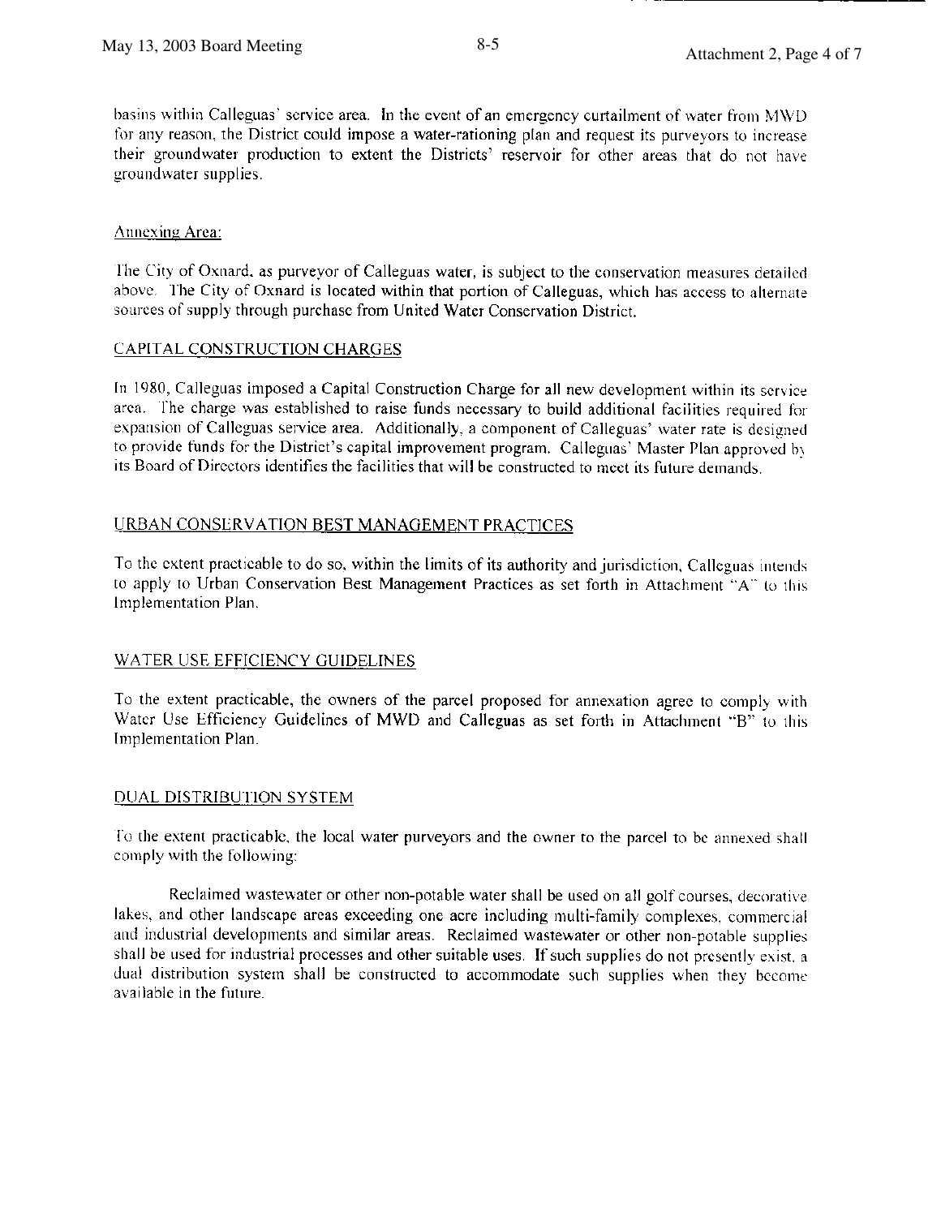basins within Calleguas' service area. In the event of an emergency curtailment of water from MWD for any reason, the District could impose a water-rationing plan and request its purveyors to increase their groundwater production to extent the Districts' reservoir for other areas that do not have groundwater supplies.

Annexing Area:

The City of Oxnard, as purveyor of Calleguas water, is subject to the conservation measures detailed above. The City of Oxnard is located within that portion of Calleguas, which has access to alternate sources of supply through purchase from United Water Conservation District.

## CAPITAL CONSTRUCTION CHARGES

In 1980, Calleguas imposed a Capital Construction Charge for all new development within its service area. The charge was established to raise funds necessary to build additional facilities required for expansion of Calleguas service area. Additionally, a component of Calleguas' water rate is designed to provide funds for the District's capital improvement program. Calleguas' Master Plan approved by its Board of Directors identifies the facilities that will be constructed to meet its future demands.

## URBAN CONSERVATION BEST MANAGEMENT PRACTICES

To the extent practicable to do so, within the limits of its authority and jurisdiction, Calleguas intends to apply to Urban Conservation Best Management Practices as set forth in Attachment "A" to this Implementation Plan.

## WATER USE EFFICIENCY GUIDELINES

To the extent practicable, the owners of the parcel proposed for annexation agree to comply with Water Use Efficiency Guidelines of MWD and Calleguas as set forth in Attachment "B" to this Implementation Plan.

## DUAL DISTRIBUTION SYSTEM

To the extent practicable, the local water purveyors and the owner to the parcel to be annexed shall comply with the following:

Reclaimed wastewater or other non-potable water shall be used on all golf courses, decorative lakes, and other landscape areas exceeding one acre including multi-family complexes, commercial and industrial developments and similar areas. Reclaimed wastewater or other non-potable supplies shall be used for industrial processes and other suitable uses. If such supplies do not presently exist, a dual distribution system shall be constructed to accommodate such supplies when they become available in the future.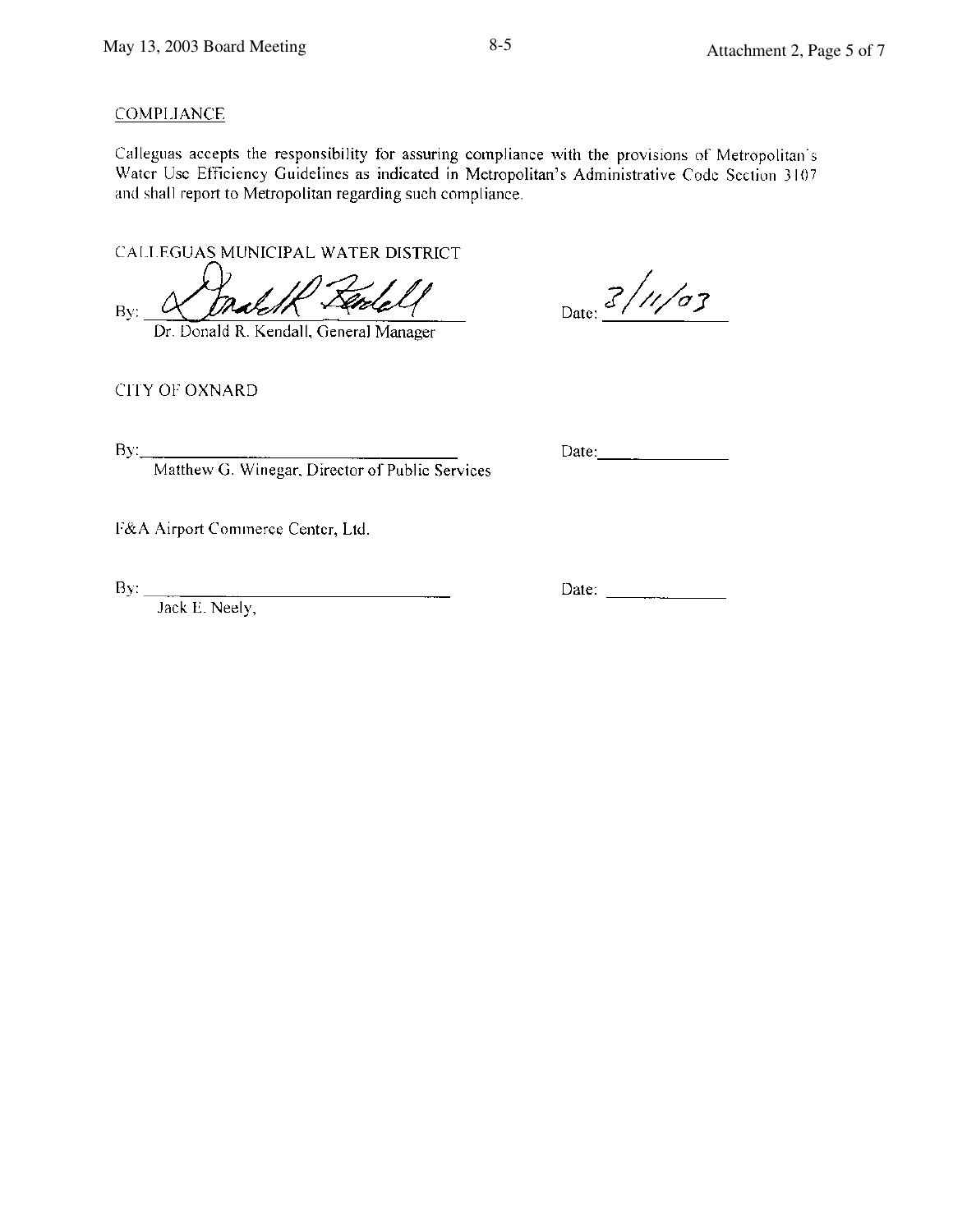COMPLIANCE

Calleguas accepts the responsibility for assuring compliance with the provisions of Metropolitan's Water Use Efficiency Guidelines as indicated in Metropolitan's Administrative Code Section 3107 and shall report to Metropolitan regarding such compliance.

CALLEGUAS MUNICIPAL WATER DISTRICT

By: ______________________________ Date: 3/11/03
Dr. Donald R. Kendall, General Manager

CITY OF OXNARD

By: ______________________________ Date: ______________
Matthew G. Winegar, Director of Public Services

F&A Airport Commerce Center, Ltd.

By: ______________________________ Date: ______________
Jack E. Neely,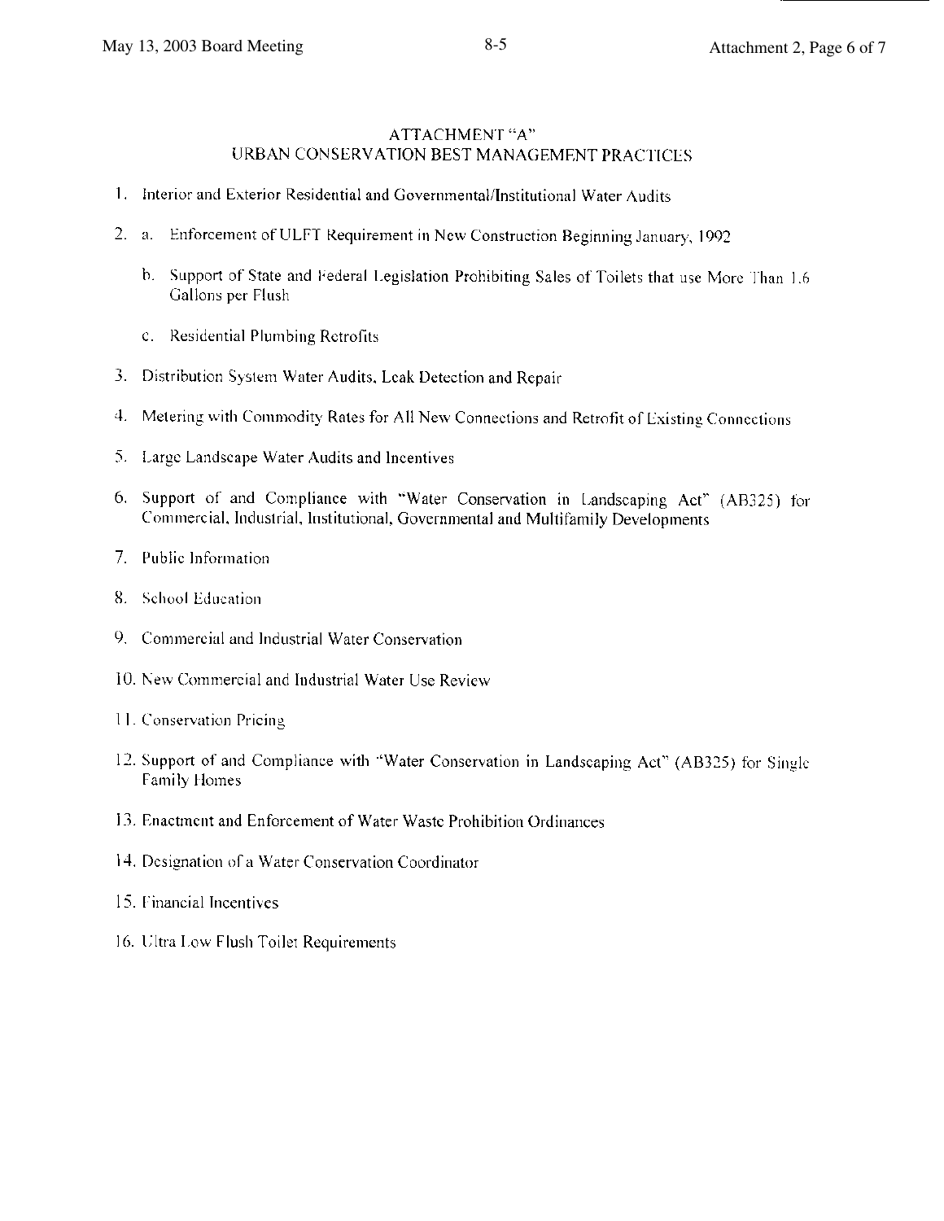# ATTACHMENT "A"
## URBAN CONSERVATION BEST MANAGEMENT PRACTICES

1. Interior and Exterior Residential and Governmental/Institutional Water Audits

2. a. Enforcement of ULFT Requirement in New Construction Beginning January, 1992

   b. Support of State and Federal Legislation Prohibiting Sales of Toilets that use More Than 1.6 Gallons per Flush

   c. Residential Plumbing Retrofits

3. Distribution System Water Audits, Leak Detection and Repair

4. Metering with Commodity Rates for All New Connections and Retrofit of Existing Connections

5. Large Landscape Water Audits and Incentives

6. Support of and Compliance with "Water Conservation in Landscaping Act" (AB325) for Commercial, Industrial, Institutional, Governmental and Multifamily Developments

7. Public Information

8. School Education

9. Commercial and Industrial Water Conservation

10. New Commercial and Industrial Water Use Review

11. Conservation Pricing

12. Support of and Compliance with "Water Conservation in Landscaping Act" (AB325) for Single Family Homes

13. Enactment and Enforcement of Water Waste Prohibition Ordinances

14. Designation of a Water Conservation Coordinator

15. Financial Incentives

16. Ultra Low Flush Toilet Requirements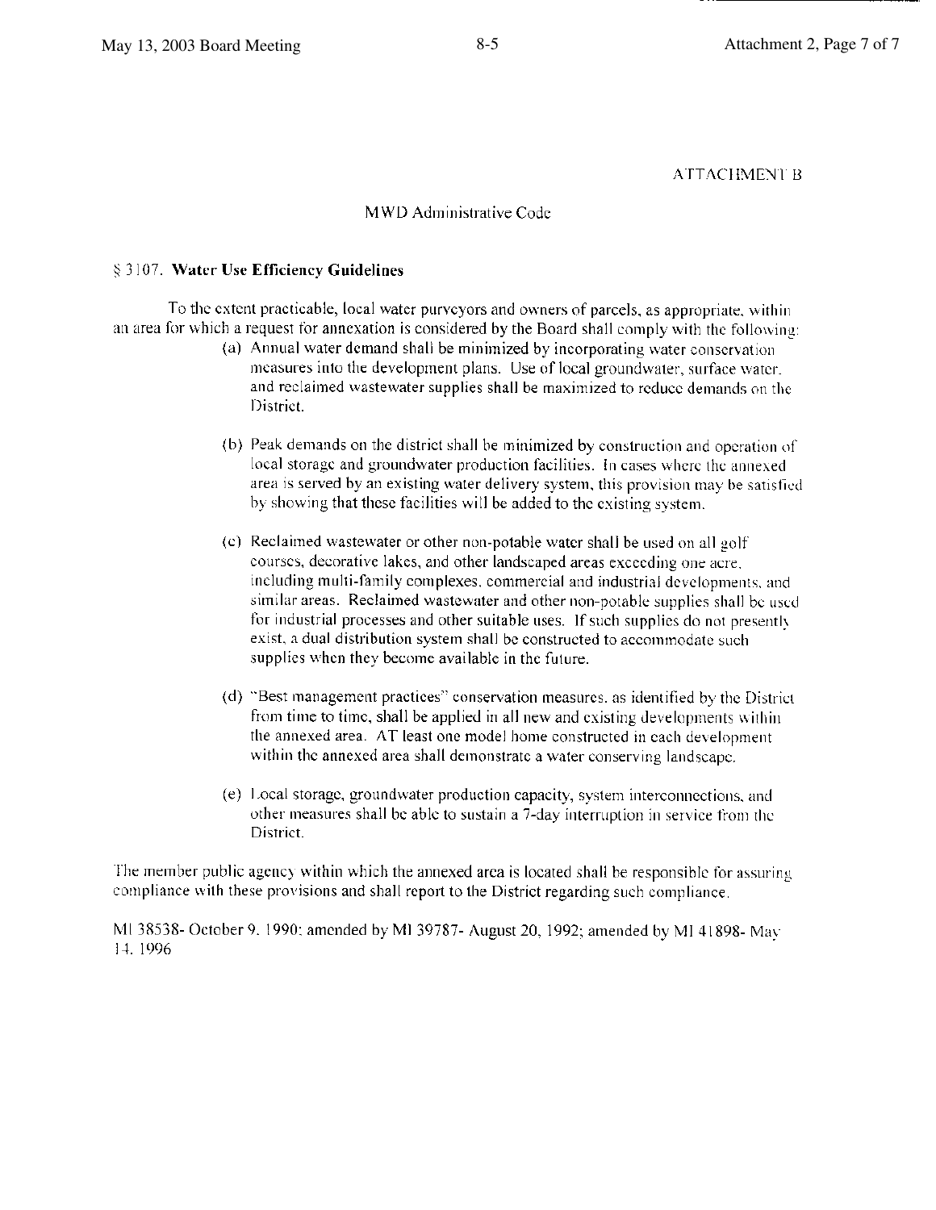ATTACHMENT B

MWD Administrative Code

§ 3107. **Water Use Efficiency Guidelines**

To the extent practicable, local water purveyors and owners of parcels, as appropriate, within an area for which a request for annexation is considered by the Board shall comply with the following:

(a) Annual water demand shall be minimized by incorporating water conservation measures into the development plans. Use of local groundwater, surface water, and reclaimed wastewater supplies shall be maximized to reduce demands on the District.

(b) Peak demands on the district shall be minimized by construction and operation of local storage and groundwater production facilities. In cases where the annexed area is served by an existing water delivery system, this provision may be satisfied by showing that these facilities will be added to the existing system.

(c) Reclaimed wastewater or other non-potable water shall be used on all golf courses, decorative lakes, and other landscaped areas exceeding one acre, including multi-family complexes, commercial and industrial developments, and similar areas. Reclaimed wastewater and other non-potable supplies shall be used for industrial processes and other suitable uses. If such supplies do not presently exist, a dual distribution system shall be constructed to accommodate such supplies when they become available in the future.

(d) "Best management practices" conservation measures, as identified by the District from time to time, shall be applied in all new and existing developments within the annexed area. AT least one model home constructed in each development within the annexed area shall demonstrate a water conserving landscape.

(e) Local storage, groundwater production capacity, system interconnections, and other measures shall be able to sustain a 7-day interruption in service from the District.

The member public agency within which the annexed area is located shall be responsible for assuring compliance with these provisions and shall report to the District regarding such compliance.

MI 38538- October 9, 1990; amended by MI 39787- August 20, 1992; amended by MI 41898- May 14, 1996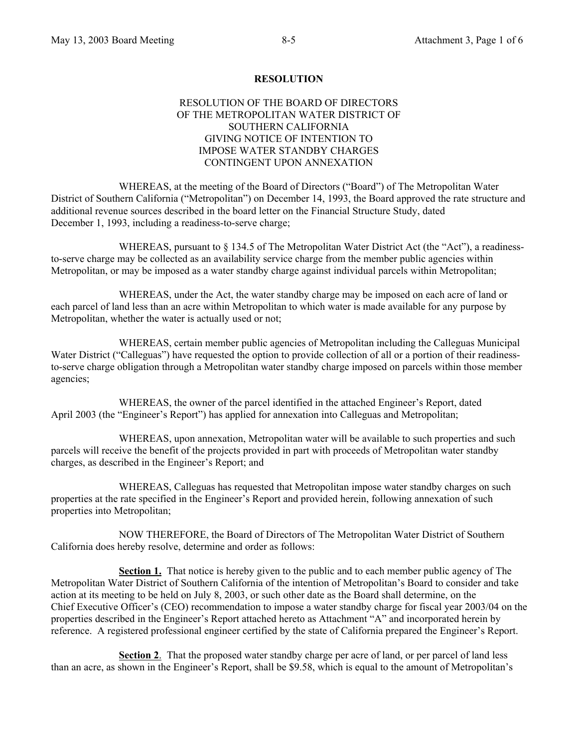**RESOLUTION**

RESOLUTION OF THE BOARD OF DIRECTORS
OF THE METROPOLITAN WATER DISTRICT OF
SOUTHERN CALIFORNIA
GIVING NOTICE OF INTENTION TO
IMPOSE WATER STANDBY CHARGES
CONTINGENT UPON ANNEXATION

WHEREAS, at the meeting of the Board of Directors ("Board") of The Metropolitan Water District of Southern California ("Metropolitan") on December 14, 1993, the Board approved the rate structure and additional revenue sources described in the board letter on the Financial Structure Study, dated December 1, 1993, including a readiness-to-serve charge;

WHEREAS, pursuant to § 134.5 of The Metropolitan Water District Act (the "Act"), a readiness-to-serve charge may be collected as an availability service charge from the member public agencies within Metropolitan, or may be imposed as a water standby charge against individual parcels within Metropolitan;

WHEREAS, under the Act, the water standby charge may be imposed on each acre of land or each parcel of land less than an acre within Metropolitan to which water is made available for any purpose by Metropolitan, whether the water is actually used or not;

WHEREAS, certain member public agencies of Metropolitan including the Calleguas Municipal Water District ("Calleguas") have requested the option to provide collection of all or a portion of their readiness-to-serve charge obligation through a Metropolitan water standby charge imposed on parcels within those member agencies;

WHEREAS, the owner of the parcel identified in the attached Engineer's Report, dated April 2003 (the "Engineer's Report") has applied for annexation into Calleguas and Metropolitan;

WHEREAS, upon annexation, Metropolitan water will be available to such properties and such parcels will receive the benefit of the projects provided in part with proceeds of Metropolitan water standby charges, as described in the Engineer's Report; and

WHEREAS, Calleguas has requested that Metropolitan impose water standby charges on such properties at the rate specified in the Engineer's Report and provided herein, following annexation of such properties into Metropolitan;

NOW THEREFORE, the Board of Directors of The Metropolitan Water District of Southern California does hereby resolve, determine and order as follows:

**Section 1.** That notice is hereby given to the public and to each member public agency of The Metropolitan Water District of Southern California of the intention of Metropolitan's Board to consider and take action at its meeting to be held on July 8, 2003, or such other date as the Board shall determine, on the Chief Executive Officer's (CEO) recommendation to impose a water standby charge for fiscal year 2003/04 on the properties described in the Engineer's Report attached hereto as Attachment "A" and incorporated herein by reference. A registered professional engineer certified by the state of California prepared the Engineer's Report.

**Section 2**. That the proposed water standby charge per acre of land, or per parcel of land less than an acre, as shown in the Engineer's Report, shall be $9.58, which is equal to the amount of Metropolitan's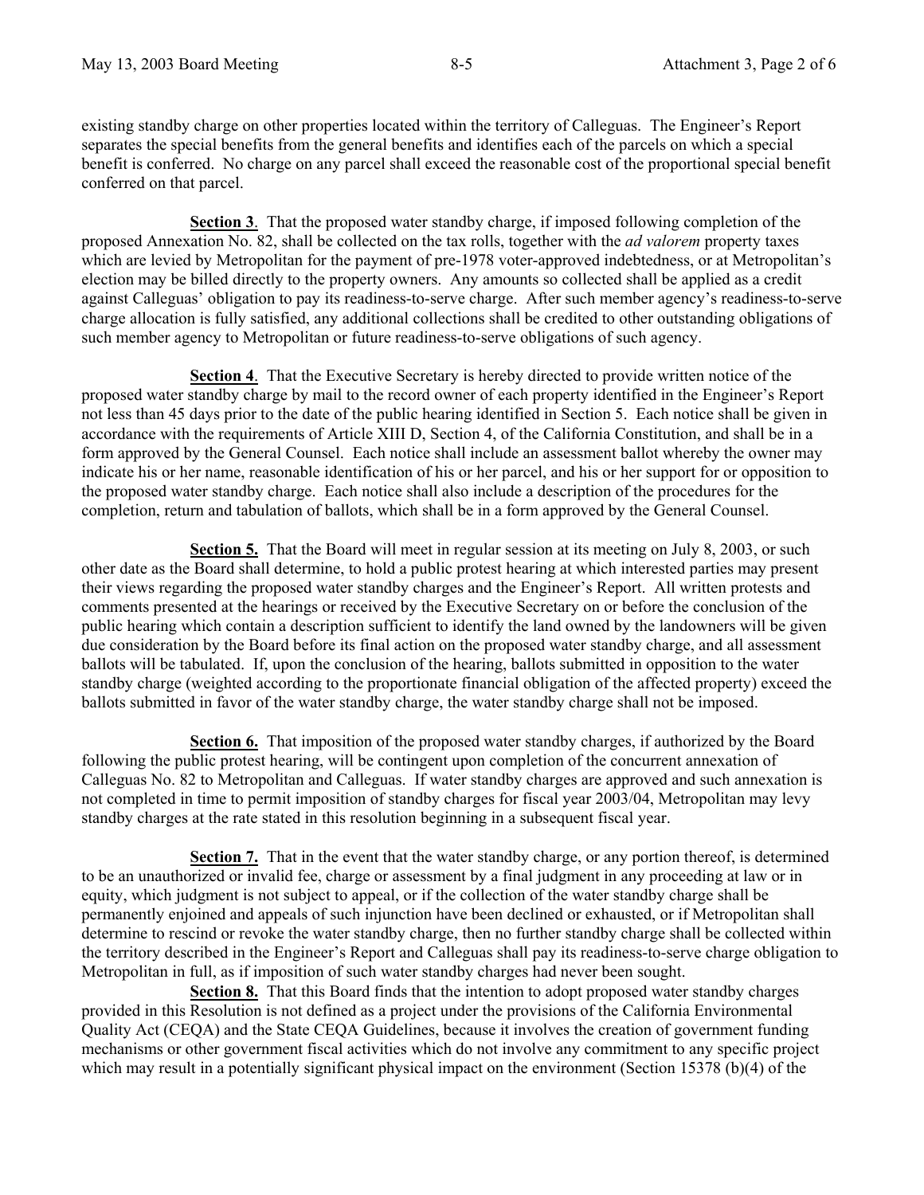existing standby charge on other properties located within the territory of Calleguas. The Engineer's Report separates the special benefits from the general benefits and identifies each of the parcels on which a special benefit is conferred. No charge on any parcel shall exceed the reasonable cost of the proportional special benefit conferred on that parcel.

**Section 3**. That the proposed water standby charge, if imposed following completion of the proposed Annexation No. 82, shall be collected on the tax rolls, together with the *ad valorem* property taxes which are levied by Metropolitan for the payment of pre-1978 voter-approved indebtedness, or at Metropolitan's election may be billed directly to the property owners. Any amounts so collected shall be applied as a credit against Calleguas' obligation to pay its readiness-to-serve charge. After such member agency's readiness-to-serve charge allocation is fully satisfied, any additional collections shall be credited to other outstanding obligations of such member agency to Metropolitan or future readiness-to-serve obligations of such agency.

**Section 4**. That the Executive Secretary is hereby directed to provide written notice of the proposed water standby charge by mail to the record owner of each property identified in the Engineer's Report not less than 45 days prior to the date of the public hearing identified in Section 5. Each notice shall be given in accordance with the requirements of Article XIII D, Section 4, of the California Constitution, and shall be in a form approved by the General Counsel. Each notice shall include an assessment ballot whereby the owner may indicate his or her name, reasonable identification of his or her parcel, and his or her support for or opposition to the proposed water standby charge. Each notice shall also include a description of the procedures for the completion, return and tabulation of ballots, which shall be in a form approved by the General Counsel.

**Section 5.** That the Board will meet in regular session at its meeting on July 8, 2003, or such other date as the Board shall determine, to hold a public protest hearing at which interested parties may present their views regarding the proposed water standby charges and the Engineer's Report. All written protests and comments presented at the hearings or received by the Executive Secretary on or before the conclusion of the public hearing which contain a description sufficient to identify the land owned by the landowners will be given due consideration by the Board before its final action on the proposed water standby charge, and all assessment ballots will be tabulated. If, upon the conclusion of the hearing, ballots submitted in opposition to the water standby charge (weighted according to the proportionate financial obligation of the affected property) exceed the ballots submitted in favor of the water standby charge, the water standby charge shall not be imposed.

**Section 6.** That imposition of the proposed water standby charges, if authorized by the Board following the public protest hearing, will be contingent upon completion of the concurrent annexation of Calleguas No. 82 to Metropolitan and Calleguas. If water standby charges are approved and such annexation is not completed in time to permit imposition of standby charges for fiscal year 2003/04, Metropolitan may levy standby charges at the rate stated in this resolution beginning in a subsequent fiscal year.

**Section 7.** That in the event that the water standby charge, or any portion thereof, is determined to be an unauthorized or invalid fee, charge or assessment by a final judgment in any proceeding at law or in equity, which judgment is not subject to appeal, or if the collection of the water standby charge shall be permanently enjoined and appeals of such injunction have been declined or exhausted, or if Metropolitan shall determine to rescind or revoke the water standby charge, then no further standby charge shall be collected within the territory described in the Engineer's Report and Calleguas shall pay its readiness-to-serve charge obligation to Metropolitan in full, as if imposition of such water standby charges had never been sought.

**Section 8.** That this Board finds that the intention to adopt proposed water standby charges provided in this Resolution is not defined as a project under the provisions of the California Environmental Quality Act (CEQA) and the State CEQA Guidelines, because it involves the creation of government funding mechanisms or other government fiscal activities which do not involve any commitment to any specific project which may result in a potentially significant physical impact on the environment (Section 15378 (b)(4) of the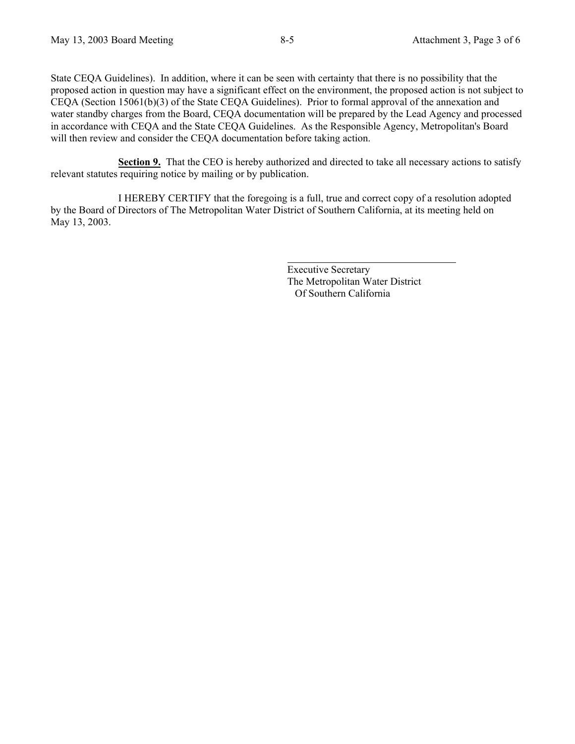State CEQA Guidelines). In addition, where it can be seen with certainty that there is no possibility that the proposed action in question may have a significant effect on the environment, the proposed action is not subject to CEQA (Section 15061(b)(3) of the State CEQA Guidelines). Prior to formal approval of the annexation and water standby charges from the Board, CEQA documentation will be prepared by the Lead Agency and processed in accordance with CEQA and the State CEQA Guidelines. As the Responsible Agency, Metropolitan's Board will then review and consider the CEQA documentation before taking action.

**Section 9.** That the CEO is hereby authorized and directed to take all necessary actions to satisfy relevant statutes requiring notice by mailing or by publication.

I HEREBY CERTIFY that the foregoing is a full, true and correct copy of a resolution adopted by the Board of Directors of The Metropolitan Water District of Southern California, at its meeting held on May 13, 2003.

Executive Secretary
The Metropolitan Water District
Of Southern California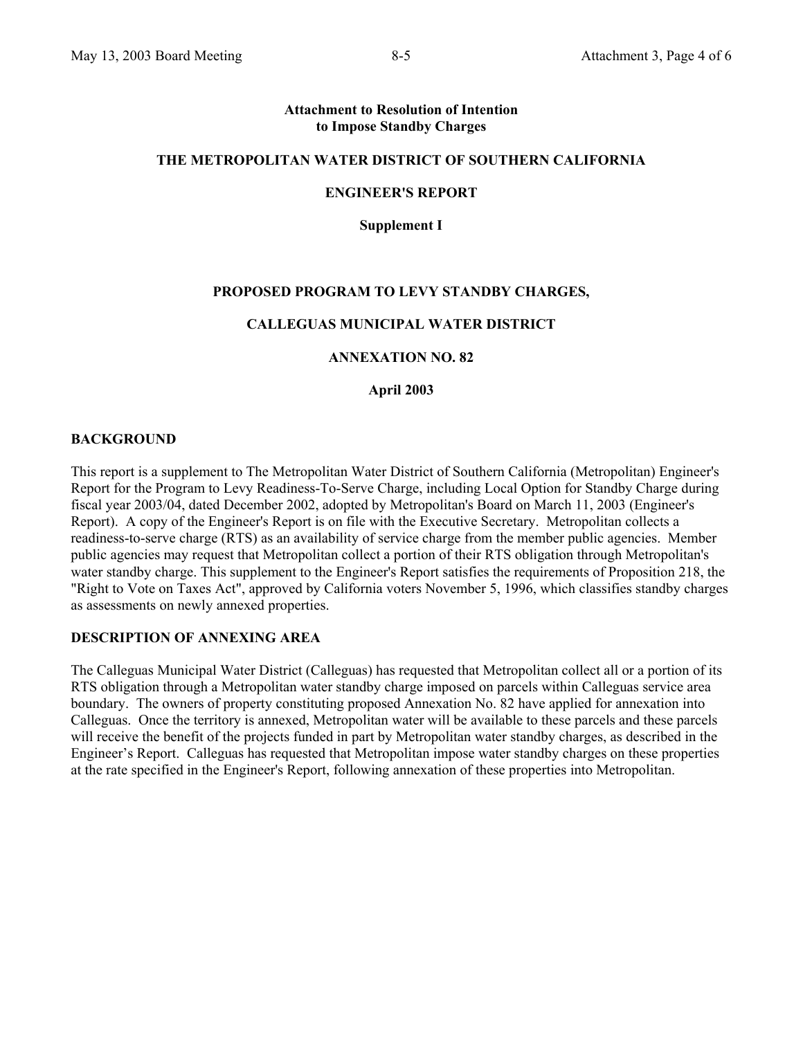**Attachment to Resolution of Intention to Impose Standby Charges**

**THE METROPOLITAN WATER DISTRICT OF SOUTHERN CALIFORNIA**

**ENGINEER'S REPORT**

**Supplement I**

**PROPOSED PROGRAM TO LEVY STANDBY CHARGES,**

**CALLEGUAS MUNICIPAL WATER DISTRICT**

**ANNEXATION NO. 82**

**April 2003**

## BACKGROUND

This report is a supplement to The Metropolitan Water District of Southern California (Metropolitan) Engineer's Report for the Program to Levy Readiness-To-Serve Charge, including Local Option for Standby Charge during fiscal year 2003/04, dated December 2002, adopted by Metropolitan's Board on March 11, 2003 (Engineer's Report). A copy of the Engineer's Report is on file with the Executive Secretary. Metropolitan collects a readiness-to-serve charge (RTS) as an availability of service charge from the member public agencies. Member public agencies may request that Metropolitan collect a portion of their RTS obligation through Metropolitan's water standby charge. This supplement to the Engineer's Report satisfies the requirements of Proposition 218, the "Right to Vote on Taxes Act", approved by California voters November 5, 1996, which classifies standby charges as assessments on newly annexed properties.

## DESCRIPTION OF ANNEXING AREA

The Calleguas Municipal Water District (Calleguas) has requested that Metropolitan collect all or a portion of its RTS obligation through a Metropolitan water standby charge imposed on parcels within Calleguas service area boundary. The owners of property constituting proposed Annexation No. 82 have applied for annexation into Calleguas. Once the territory is annexed, Metropolitan water will be available to these parcels and these parcels will receive the benefit of the projects funded in part by Metropolitan water standby charges, as described in the Engineer's Report. Calleguas has requested that Metropolitan impose water standby charges on these properties at the rate specified in the Engineer's Report, following annexation of these properties into Metropolitan.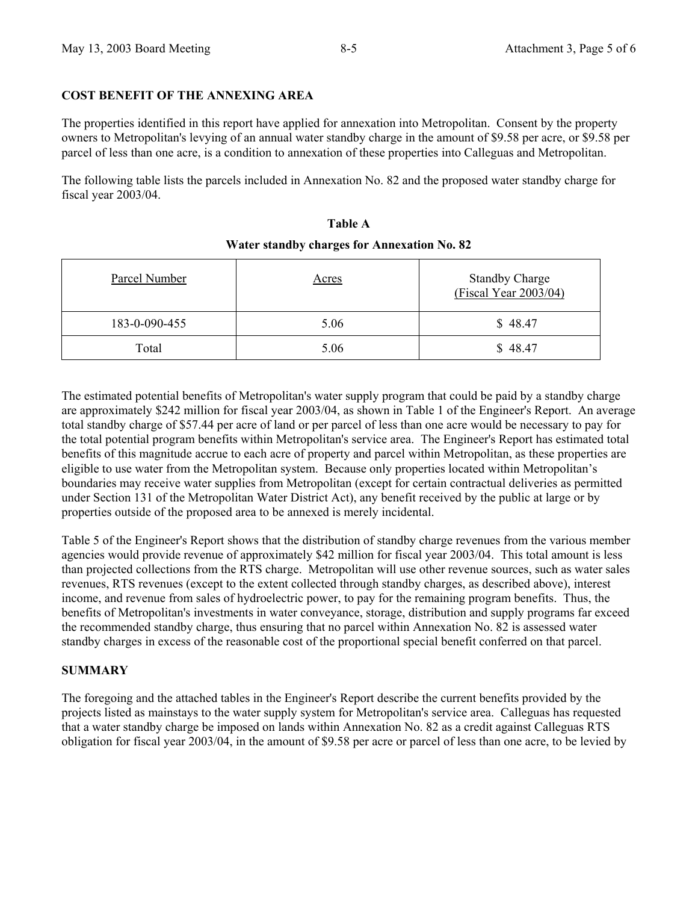## COST BENEFIT OF THE ANNEXING AREA

The properties identified in this report have applied for annexation into Metropolitan. Consent by the property owners to Metropolitan's levying of an annual water standby charge in the amount of $9.58 per acre, or $9.58 per parcel of less than one acre, is a condition to annexation of these properties into Calleguas and Metropolitan.

The following table lists the parcels included in Annexation No. 82 and the proposed water standby charge for fiscal year 2003/04.

**Table A**

**Water standby charges for Annexation No. 82**

| Parcel Number | Acres | Standby Charge (Fiscal Year 2003/04) |
|---|---|---|
| 183-0-090-455 | 5.06 | $ 48.47 |
| Total | 5.06 | $ 48.47 |

The estimated potential benefits of Metropolitan's water supply program that could be paid by a standby charge are approximately $242 million for fiscal year 2003/04, as shown in Table 1 of the Engineer's Report. An average total standby charge of $57.44 per acre of land or per parcel of less than one acre would be necessary to pay for the total potential program benefits within Metropolitan's service area. The Engineer's Report has estimated total benefits of this magnitude accrue to each acre of property and parcel within Metropolitan, as these properties are eligible to use water from the Metropolitan system. Because only properties located within Metropolitan's boundaries may receive water supplies from Metropolitan (except for certain contractual deliveries as permitted under Section 131 of the Metropolitan Water District Act), any benefit received by the public at large or by properties outside of the proposed area to be annexed is merely incidental.

Table 5 of the Engineer's Report shows that the distribution of standby charge revenues from the various member agencies would provide revenue of approximately $42 million for fiscal year 2003/04. This total amount is less than projected collections from the RTS charge. Metropolitan will use other revenue sources, such as water sales revenues, RTS revenues (except to the extent collected through standby charges, as described above), interest income, and revenue from sales of hydroelectric power, to pay for the remaining program benefits. Thus, the benefits of Metropolitan's investments in water conveyance, storage, distribution and supply programs far exceed the recommended standby charge, thus ensuring that no parcel within Annexation No. 82 is assessed water standby charges in excess of the reasonable cost of the proportional special benefit conferred on that parcel.

## SUMMARY

The foregoing and the attached tables in the Engineer's Report describe the current benefits provided by the projects listed as mainstays to the water supply system for Metropolitan's service area. Calleguas has requested that a water standby charge be imposed on lands within Annexation No. 82 as a credit against Calleguas RTS obligation for fiscal year 2003/04, in the amount of $9.58 per acre or parcel of less than one acre, to be levied by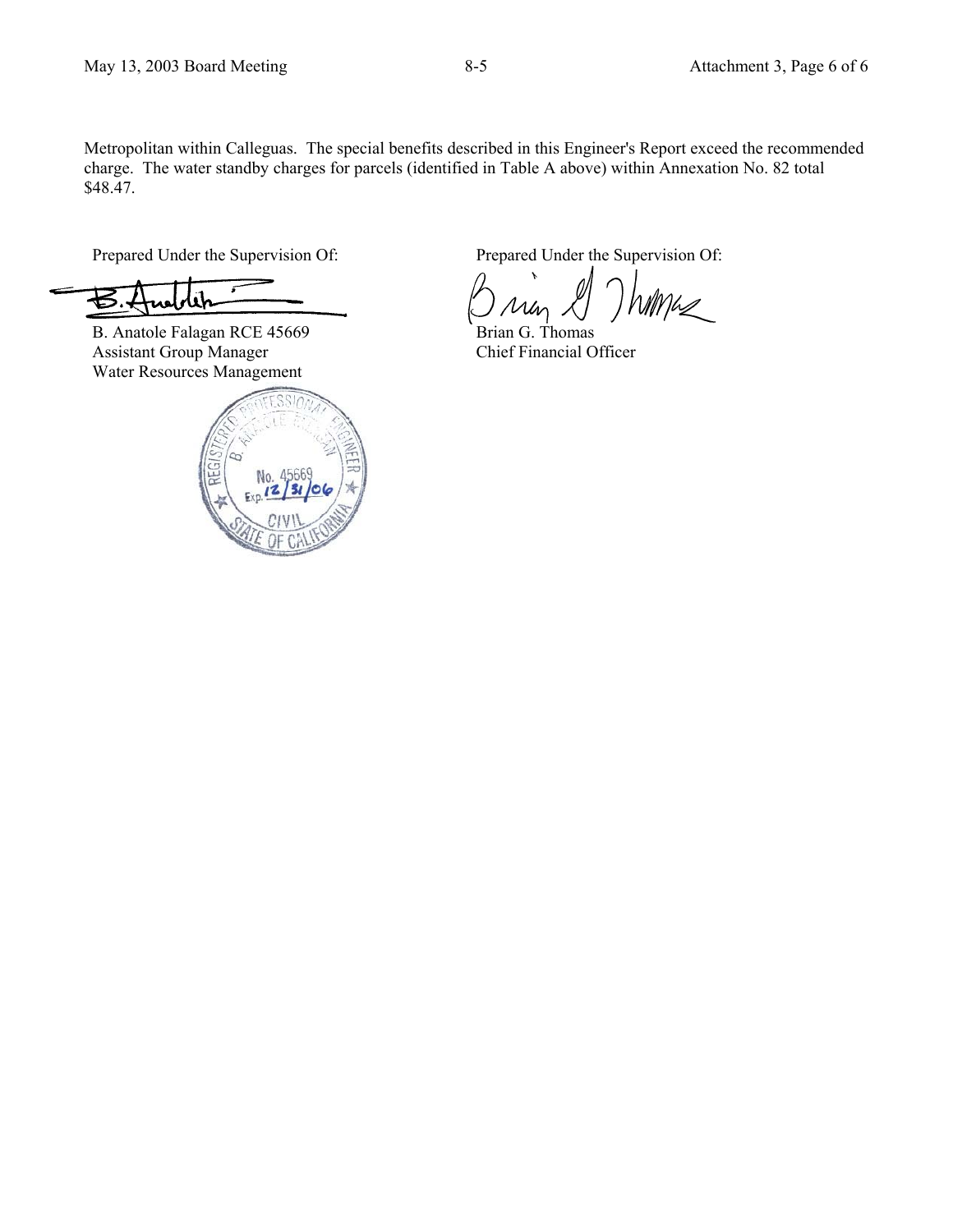Metropolitan within Calleguas. The special benefits described in this Engineer's Report exceed the recommended charge. The water standby charges for parcels (identified in Table A above) within Annexation No. 82 total $48.47.

Prepared Under the Supervision Of:

B. Anatole Falagan RCE 45669
Assistant Group Manager
Water Resources Management

Prepared Under the Supervision Of:

Brian G. Thomas
Chief Financial Officer